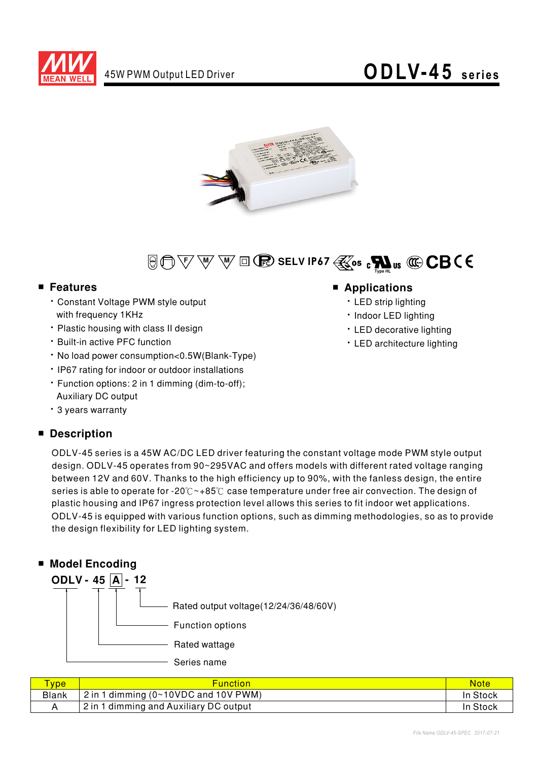# 45W PWM Output LED Driver

# ODLV-45 series

SELV IP67

## Features

- Constant Voltage PWM style output with frequency 1KHz
- Plastic housing with class II design
- Built-in active PFC function
- No load power consumption<0.5W(Blank-Type)
- IP67 rating for indoor or outdoor installations
- Function options: 2 in 1 dimming (dim-to-off); Auxiliary DC output
- 3 years warranty

## Applications

- LED strip lighting
- Indoor LED lighting
- LED decorative lighting
- LED architecture lighting

## Description

ODLV-45 series is a 45W AC/DC LED driver featuring the constant voltage mode PWM style output design. ODLV-45 operates from 90~295VAC and offers models with different rated voltage ranging between 12V and 60V. Thanks to the high efficiency up to 90%, with the fanless design, the entire series is able to operate for -20℃~+85℃ case temperature under free air convection. The design of plastic housing and IP67 ingress protection level allows this series to fit indoor wet applications. ODLV-45 is equipped with various function options, such as dimming methodologies, so as to provide the design flexibility for LED lighting system.

## Model Encoding

**ODLV - 45 A - 12**

- 12: Rated output voltage(12/24/36/48/60V)
- A: Function options
- 45: Rated wattage
- ODLV: Series name

| Type | Function | Note |
|---|---|---|
| Blank | 2 in 1 dimming (0~10VDC and 10V PWM) | In Stock |
| A | 2 in 1 dimming and Auxiliary DC output | In Stock |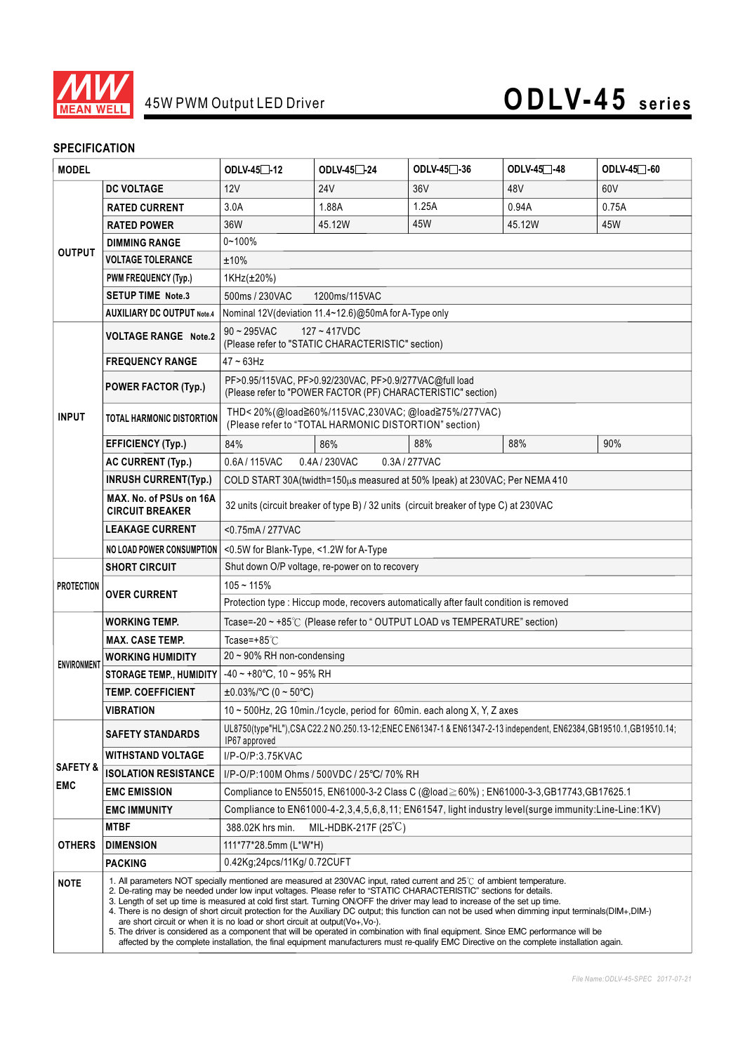# 45W PWM Output LED Driver ODLV-45 series

## SPECIFICATION

| MODEL | | ODLV-45□-12 | ODLV-45□-24 | ODLV-45□-36 | ODLV-45□-48 | ODLV-45□-60 |
|---|---|---|---|---|---|---|
| OUTPUT | DC VOLTAGE | 12V | 24V | 36V | 48V | 60V |
| | RATED CURRENT | 3.0A | 1.88A | 1.25A | 0.94A | 0.75A |
| | RATED POWER | 36W | 45.12W | 45W | 45.12W | 45W |
| | DIMMING RANGE | 0~100% | | | | |
| | VOLTAGE TOLERANCE | ±10% | | | | |
| | PWM FREQUENCY (Typ.) | 1KHz(±20%) | | | | |
| | SETUP TIME Note.3 | 500ms / 230VAC 1200ms/115VAC | | | | |
| | AUXILIARY DC OUTPUT Note.4 | Nominal 12V(deviation 11.4~12.6)@50mA for A-Type only | | | | |
| INPUT | VOLTAGE RANGE Note.2 | 90 ~ 295VAC 127 ~ 417VDC (Please refer to "STATIC CHARACTERISTIC" section) | | | | |
| | FREQUENCY RANGE | 47 ~ 63Hz | | | | |
| | POWER FACTOR (Typ.) | PF>0.95/115VAC, PF>0.92/230VAC, PF>0.9/277VAC@full load (Please refer to "POWER FACTOR (PF) CHARACTERISTIC" section) | | | | |
| | TOTAL HARMONIC DISTORTION | THD< 20%(@load≧60%/115VAC,230VAC; @load≧75%/277VAC) (Please refer to "TOTAL HARMONIC DISTORTION" section) | | | | |
| | EFFICIENCY (Typ.) | 84% | 86% | 88% | 88% | 90% |
| | AC CURRENT (Typ.) | 0.6A / 115VAC 0.4A / 230VAC 0.3A / 277VAC | | | | |
| | INRUSH CURRENT(Typ.) | COLD START 30A(twidth=150μs measured at 50% Ipeak) at 230VAC; Per NEMA 410 | | | | |
| | MAX. No. of PSUs on 16A CIRCUIT BREAKER | 32 units (circuit breaker of type B) / 32 units (circuit breaker of type C) at 230VAC | | | | |
| | LEAKAGE CURRENT | <0.75mA / 277VAC | | | | |
| | NO LOAD POWER CONSUMPTION | <0.5W for Blank-Type, <1.2W for A-Type | | | | |
| PROTECTION | SHORT CIRCUIT | Shut down O/P voltage, re-power on to recovery | | | | |
| | OVER CURRENT | 105 ~ 115% | | | | |
| | | Protection type : Hiccup mode, recovers automatically after fault condition is removed | | | | |
| ENVIRONMENT | WORKING TEMP. | Tcase=-20 ~ +85℃ (Please refer to " OUTPUT LOAD vs TEMPERATURE" section) | | | | |
| | MAX. CASE TEMP. | Tcase=+85℃ | | | | |
| | WORKING HUMIDITY | 20 ~ 90% RH non-condensing | | | | |
| | STORAGE TEMP., HUMIDITY | -40 ~ +80℃, 10 ~ 95% RH | | | | |
| | TEMP. COEFFICIENT | ±0.03%/℃ (0 ~ 50℃) | | | | |
| | VIBRATION | 10 ~ 500Hz, 2G 10min./1cycle, period for 60min. each along X, Y, Z axes | | | | |
| SAFETY & EMC | SAFETY STANDARDS | UL8750(type"HL"),CSA C22.2 NO.250.13-12;ENEC EN61347-1 & EN61347-2-13 independent, EN62384,GB19510.1,GB19510.14; IP67 approved | | | | |
| | WITHSTAND VOLTAGE | I/P-O/P:3.75KVAC | | | | |
| | ISOLATION RESISTANCE | I/P-O/P:100M Ohms / 500VDC / 25℃/ 70% RH | | | | |
| | EMC EMISSION | Compliance to EN55015, EN61000-3-2 Class C (@load≧60%) ; EN61000-3-3,GB17743,GB17625.1 | | | | |
| | EMC IMMUNITY | Compliance to EN61000-4-2,3,4,5,6,8,11; EN61547, light industry level(surge immunity:Line-Line:1KV) | | | | |
| OTHERS | MTBF | 388.02K hrs min. MIL-HDBK-217F (25℃) | | | | |
| | DIMENSION | 111*77*28.5mm (L*W*H) | | | | |
| | PACKING | 0.42Kg;24pcs/11Kg/ 0.72CUFT | | | | |

**NOTE**

1. All parameters NOT specially mentioned are measured at 230VAC input, rated current and 25℃ of ambient temperature.
2. De-rating may be needed under low input voltages. Please refer to "STATIC CHARACTERISTIC" sections for details.
3. Length of set up time is measured at cold first start. Turning ON/OFF the driver may lead to increase of the set up time.
4. There is no design of short circuit protection for the Auxiliary DC output; this function can not be used when dimming input terminals(DIM+,DIM-) are short circuit or when it is no load or short circuit at output(Vo+,Vo-).
5. The driver is considered as a component that will be operated in combination with final equipment. Since EMC performance will be affected by the complete installation, the final equipment manufacturers must re-qualify EMC Directive on the complete installation again.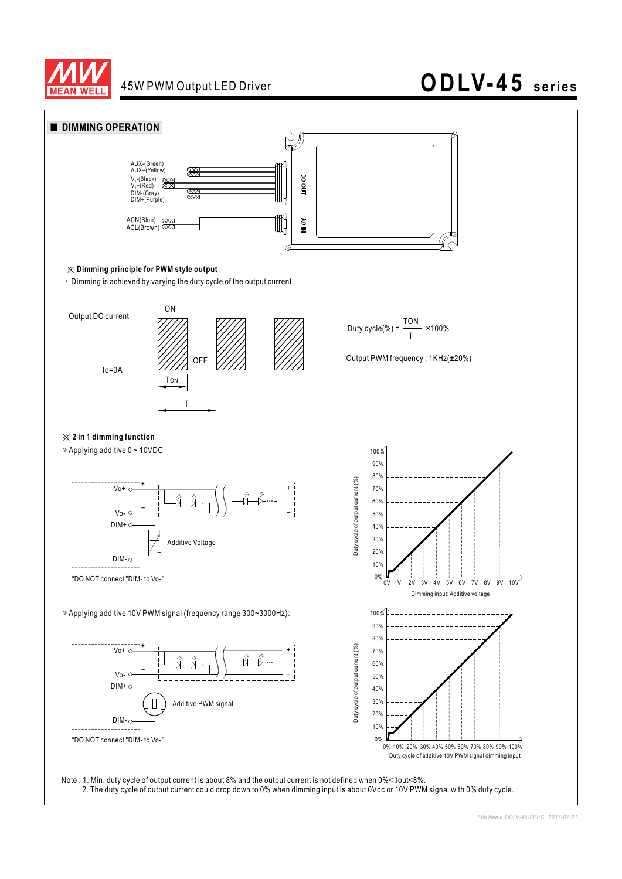## DIMMING OPERATION

AUX-(Green)
AUX+(Yellow)
$V_o$-(Black)
$V_o$+(Red)
DIM-(Gray)
DIM+(Purple)

ACN(Blue)
ACL(Brown)

DC OUT

AC IN

※ **Dimming principle for PWM style output**

・Dimming is achieved by varying the duty cycle of the output current.

Output DC current

ON

OFF

Io=0A

TON

T

$$\text{Duty cycle(\%)} = \frac{\text{TON}}{\text{T}} \times 100\%$$

Output PWM frequency : 1KHz(±20%)

※ **2 in 1 dimming function**

◎ Applying additive 0 ~ 10VDC

Vo+ Vo- DIM+ DIM-

Additive Voltage

"DO NOT connect "DIM- to Vo-"

Duty cycle of output current (%)

Dimming input: Additive voltage

◎ Applying additive 10V PWM signal (frequency range 300~3000Hz):

Vo+ Vo- DIM+ DIM-

Additive PWM signal

"DO NOT connect "DIM- to Vo-"

Duty cycle of output current (%)

Duty cycle of additive 10V PWM signal dimming input

Note : 1. Min. duty cycle of output current is about 8% and the output current is not defined when 0%< Iout<8%.
2. The duty cycle of output current could drop down to 0% when dimming input is about 0Vdc or 10V PWM signal with 0% duty cycle.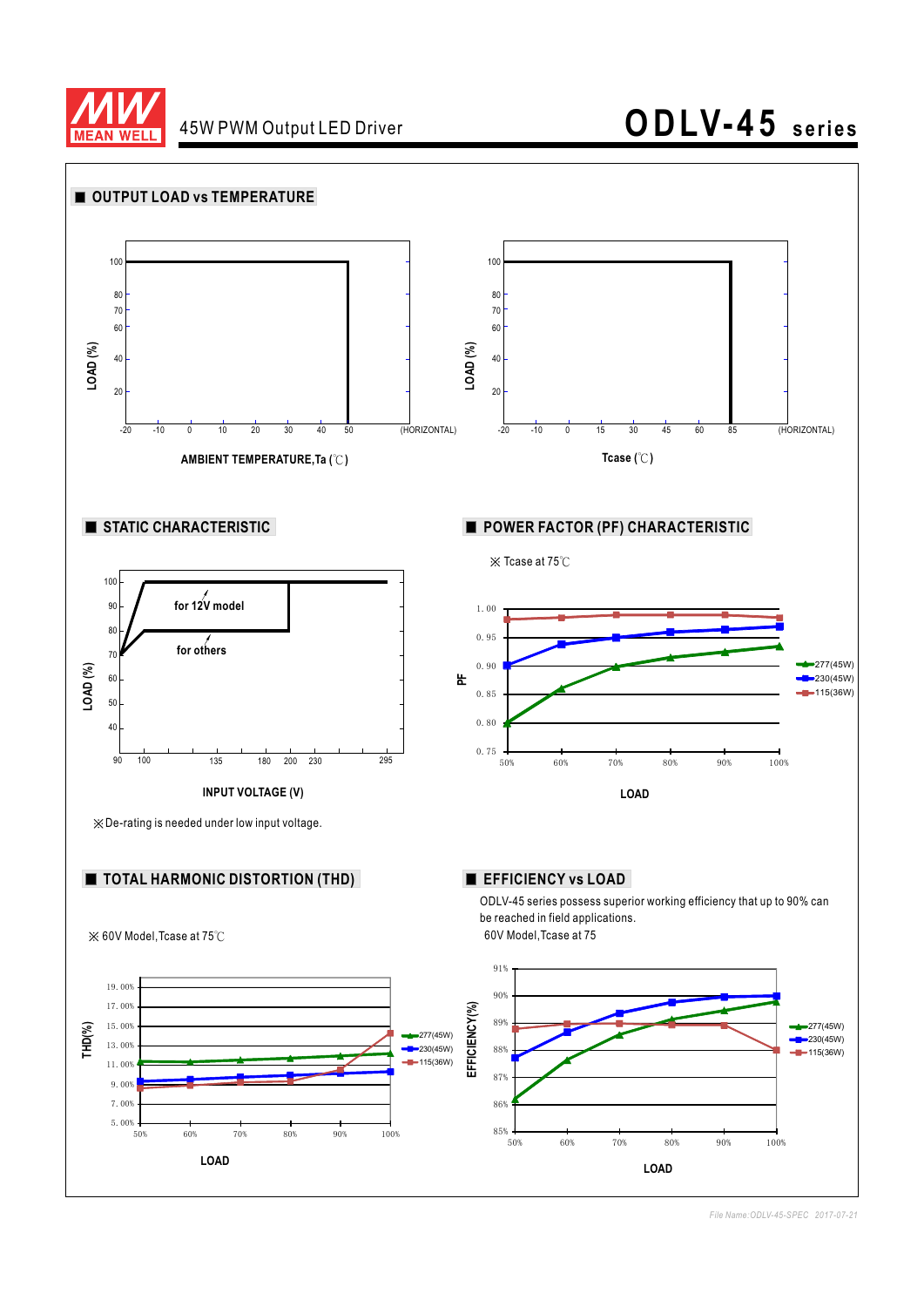## OUTPUT LOAD vs TEMPERATURE

LOAD (%)

100
80
70
60
40
20

-20 -10 0 10 20 30 40 50 (HORIZONTAL)

AMBIENT TEMPERATURE,Ta (℃)

LOAD (%)

100
80
70
60
40
20

-20 -10 0 15 30 45 60 85 (HORIZONTAL)

Tcase (℃)

## STATIC CHARACTERISTIC

LOAD (%)

100
90
80
70
60
50
40

for 12V model

for others

90 100 135 180 200 230 295

INPUT VOLTAGE (V)

※De-rating is needed under low input voltage.

## POWER FACTOR (PF) CHARACTERISTIC

※ Tcase at 75℃

PF

1.00
0.95
0.90
0.85
0.80
0.75

50% 60% 70% 80% 90% 100%

LOAD

277(45W)
230(45W)
115(36W)

## TOTAL HARMONIC DISTORTION (THD)

※ 60V Model,Tcase at 75℃

THD(%)

19.00%
17.00%
15.00%
13.00%
11.00%
9.00%
7.00%
5.00%

50% 60% 70% 80% 90% 100%

LOAD

277(45W)
230(45W)
115(36W)

## EFFICIENCY vs LOAD

ODLV-45 series possess superior working efficiency that up to 90% can be reached in field applications.

60V Model,Tcase at 75

EFFICIENCY(%)

91%
90%
89%
88%
87%
86%
85%

50% 60% 70% 80% 90% 100%

LOAD

277(45W)
230(45W)
115(36W)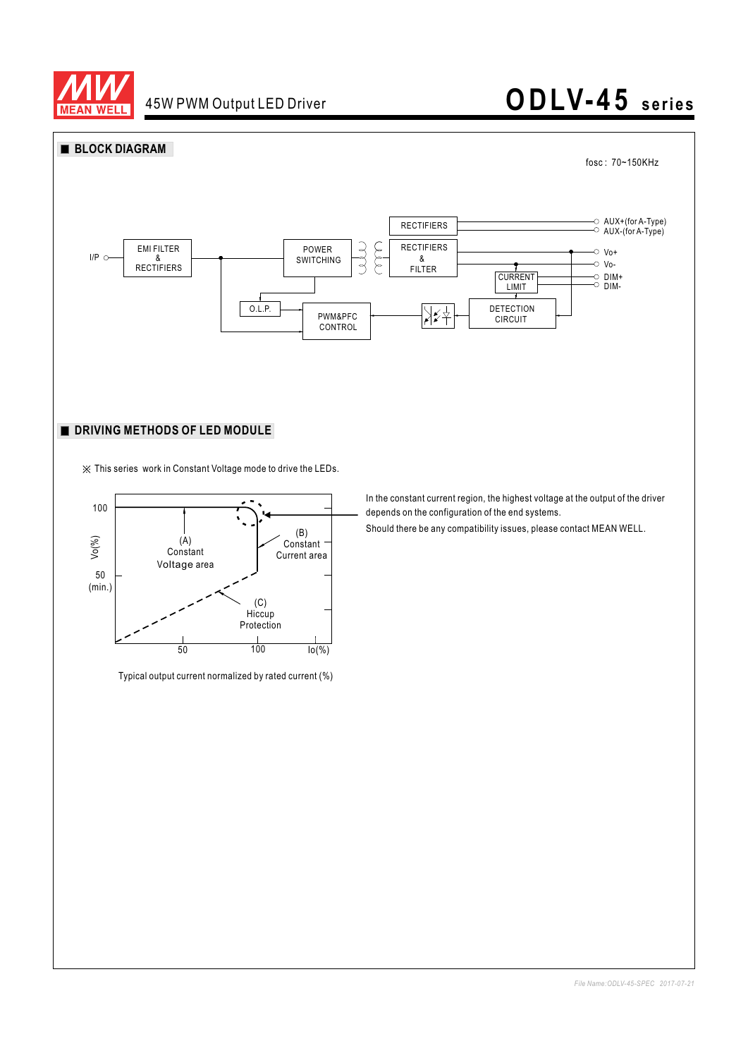## BLOCK DIAGRAM

fosc : 70~150KHz

I/P — EMI FILTER & RECTIFIERS — POWER SWITCHING — RECTIFIERS — AUX+(for A-Type), AUX-(for A-Type)

RECTIFIERS & FILTER — Vo+, Vo-

CURRENT LIMIT — DIM+, DIM-

O.L.P. — PWM&PFC CONTROL — DETECTION CIRCUIT

## DRIVING METHODS OF LED MODULE

※ This series work in Constant Voltage mode to drive the LEDs.

Vo(%): 100, 50 (min.)

(A) Constant Voltage area

(B) Constant Current area

(C) Hiccup Protection

Io(%): 50, 100

Typical output current normalized by rated current (%)

In the constant current region, the highest voltage at the output of the driver depends on the configuration of the end systems.

Should there be any compatibility issues, please contact MEAN WELL.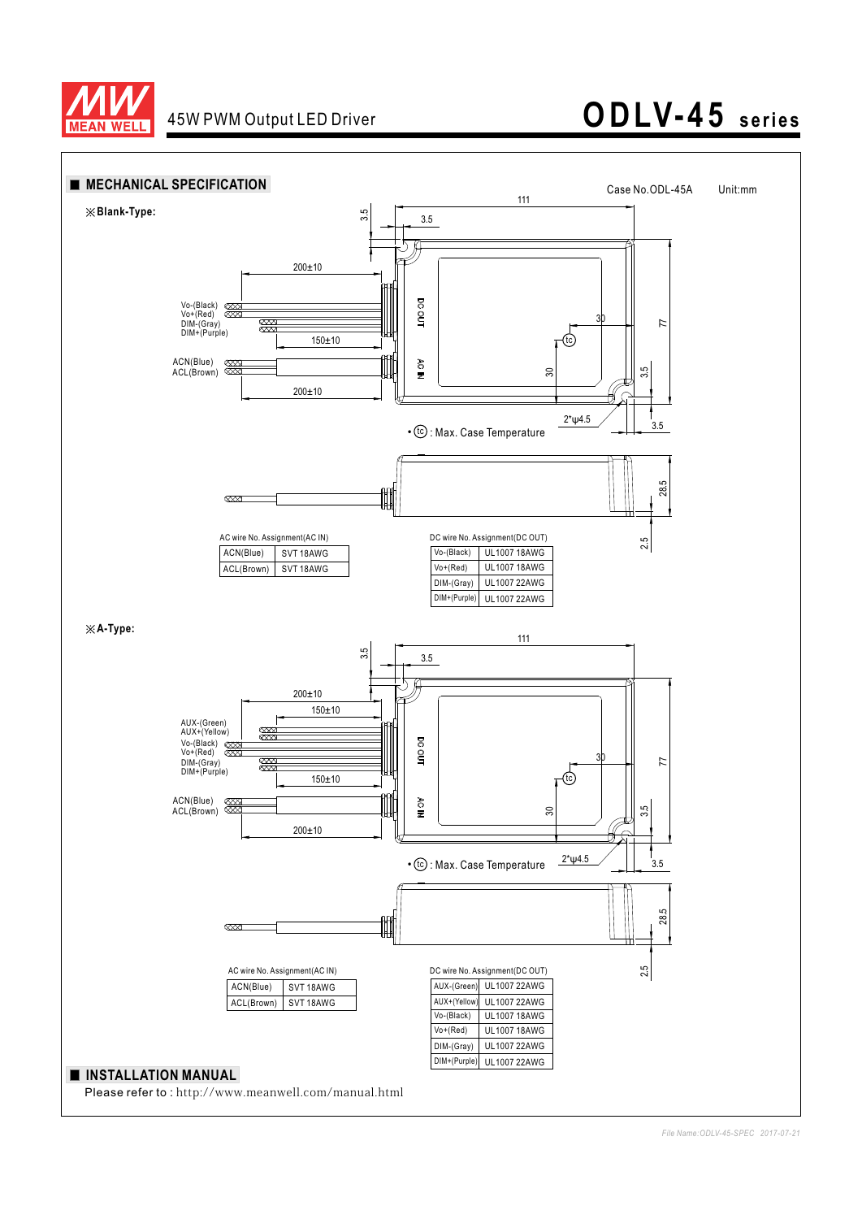## ■ MECHANICAL SPECIFICATION

Case No.ODL-45A Unit:mm

※**Blank-Type:**

111
3.5
3.5
200±10
Vo-(Black)
Vo+(Red)
DIM-(Gray)
DIM+(Purple)
150±10
ACN(Blue)
ACL(Brown)
200±10
DC OUT
AC IN
30
tc
77
30
3.5
2*ψ4.5
3.5

• ⓣⓒ : Max. Case Temperature

28.5
2.5

AC wire No. Assignment(AC IN)

| | |
|---|---|
| ACN(Blue) | SVT 18AWG |
| ACL(Brown) | SVT 18AWG |

DC wire No. Assignment(DC OUT)

| | |
|---|---|
| Vo-(Black) | UL1007 18AWG |
| Vo+(Red) | UL1007 18AWG |
| DIM-(Gray) | UL1007 22AWG |
| DIM+(Purple) | UL1007 22AWG |

※**A-Type:**

111
3.5
3.5
200±10
150±10
AUX-(Green)
AUX+(Yellow)
Vo-(Black)
Vo+(Red)
DIM-(Gray)
DIM+(Purple)
150±10
ACN(Blue)
ACL(Brown)
200±10
DC OUT
AC IN
30
tc
77
30
3.5
2*ψ4.5
3.5

• ⓣⓒ : Max. Case Temperature

28.5
2.5

AC wire No. Assignment(AC IN)

| | |
|---|---|
| ACN(Blue) | SVT 18AWG |
| ACL(Brown) | SVT 18AWG |

DC wire No. Assignment(DC OUT)

| | |
|---|---|
| AUX-(Green) | UL1007 22AWG |
| AUX+(Yellow) | UL1007 22AWG |
| Vo-(Black) | UL1007 18AWG |
| Vo+(Red) | UL1007 18AWG |
| DIM-(Gray) | UL1007 22AWG |
| DIM+(Purple) | UL1007 22AWG |

## ■ INSTALLATION MANUAL

Please refer to : http://www.meanwell.com/manual.html